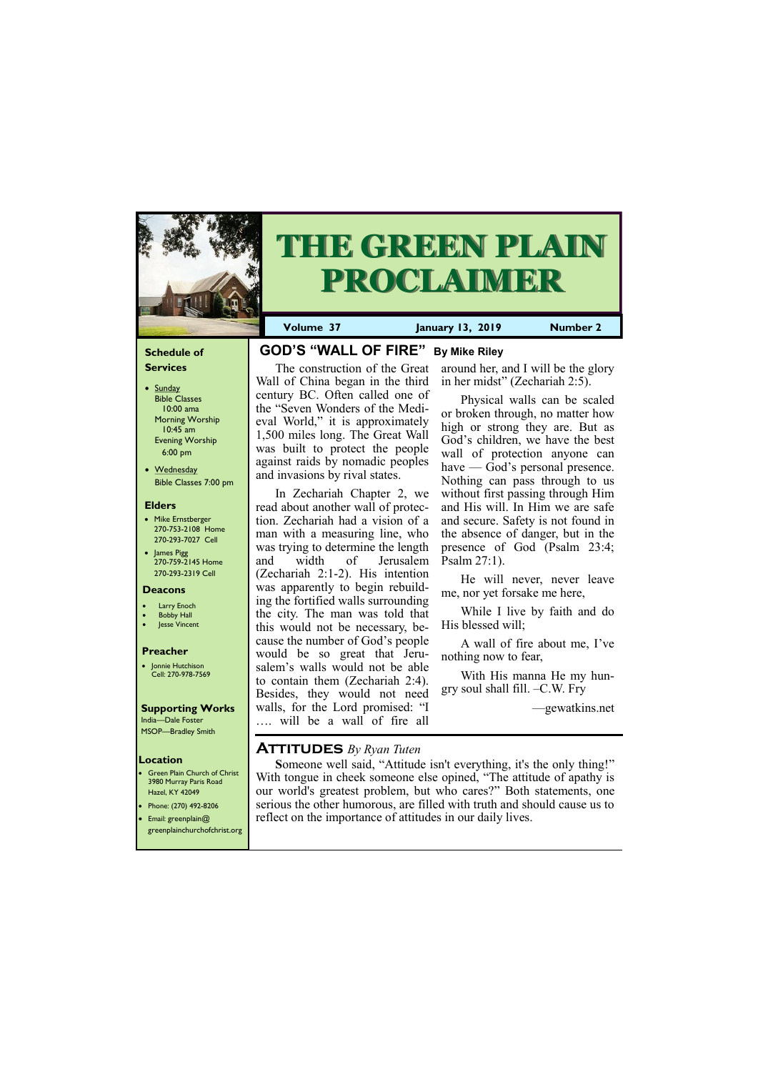# THE GREEN PLAIN PROCLAIMER

**Volume 37** | **January 13, 2019** | **Number 2**

## GOD'S "WALL OF FIRE" By Mike Riley

The construction of the Great Wall of China began in the third century BC. Often called one of the "Seven Wonders of the Medieval World," it is approximately 1,500 miles long. The Great Wall was built to protect the people against raids by nomadic peoples and invasions by rival states.

In Zechariah Chapter 2, we read about another wall of protection. Zechariah had a vision of a man with a measuring line, who was trying to determine the length and width of Jerusalem (Zechariah 2:1-2). His intention was apparently to begin rebuilding the fortified walls surrounding the city. The man was told that this would not be necessary, because the number of God's people would be so great that Jerusalem's walls would not be able to contain them (Zechariah 2:4). Besides, they would not need walls, for the Lord promised: "I …. will be a wall of fire all around her, and I will be the glory in her midst" (Zechariah 2:5).

Physical walls can be scaled or broken through, no matter how high or strong they are. But as God's children, we have the best wall of protection anyone can have — God's personal presence. Nothing can pass through to us without first passing through Him and His will. In Him we are safe and secure. Safety is not found in the absence of danger, but in the presence of God (Psalm 23:4; Psalm 27:1).

He will never, never leave me, nor yet forsake me here,

While I live by faith and do His blessed will;

A wall of fire about me, I've nothing now to fear,

With His manna He my hungry soul shall fill. –C.W. Fry

—gewatkins.net

## ATTITUDES *By Ryan Tuten*

**S**omeone well said, "Attitude isn't everything, it's the only thing!" With tongue in cheek someone else opined, "The attitude of apathy is our world's greatest problem, but who cares?" Both statements, one serious the other humorous, are filled with truth and should cause us to reflect on the importance of attitudes in our daily lives.

---

### Schedule of Services

- Sunday
  Bible Classes 10:00 ama
  Morning Worship 10:45 am
  Evening Worship 6:00 pm
- Wednesday
  Bible Classes 7:00 pm

### Elders

- Mike Ernstberger
  270-753-2108 Home
  270-293-7027 Cell
- James Pigg
  270-759-2145 Home
  270-293-2319 Cell

### Deacons

- Larry Enoch
- Bobby Hall
- Jesse Vincent

### Preacher

- Jonnie Hutchison
  Cell: 270-978-7569

### Supporting Works

India—Dale Foster
MSOP—Bradley Smith

### Location

- Green Plain Church of Christ
  3980 Murray Paris Road
  Hazel, KY 42049
- Phone: (270) 492-8206
- Email: greenplain@greenplainchurchofchrist.org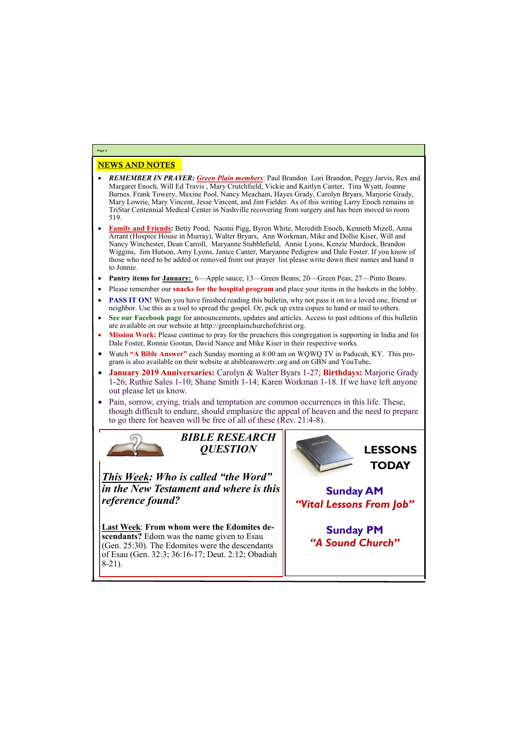## NEWS AND NOTES

- ***REMEMBER IN PRAYER:*** ***Green Plain members***: Paul Brandon Lori Brandon, Peggy Jarvis, Rex and Margaret Enoch, Will Ed Travis , Mary Crutchfield, Vickie and Kaitlyn Canter, Tina Wyatt, Joanne Barnes. Frank Towery, Maxine Pool, Nancy Meacham, Hayes Grady, Carolyn Bryars, Marjorie Grady, Mary Lowrie, Mary Vincent, Jesse Vincent, and Jim Fielder. As of this writing Larry Enoch remains in TriStar Centennial Medical Center in Nashville recovering from surgery and has been moved to room 519.
- **Family and Friends:** Betty Pond, Naomi Pigg, Byron White, Meredith Enoch, Kenneth Mizell, Anna Arrant (Hospice House in Murray), Walter Bryars, Ann Workman, Mike and Dollie Kiser, Will and Nancy Winchester, Dean Carroll, Maryanne Stubblefield, Annie Lyons, Kenzie Murdock, Brandon Wiggins, Jim Hutson, Amy Lyons, Janice Canter, Maryanne Pedigrew and Dale Foster. If you know of those who need to be added or removed from our prayer list please write down their names and hand it to Jonnie.
- **Pantry items for January:** 6—Apple sauce; 13—Green Beans; 20—Green Peas; 27—Pinto Beans.
- Please remember our **snacks for the hospital program** and place your items in the baskets in the lobby.
- **PASS IT ON!** When you have finished reading this bulletin, why not pass it on to a loved one, friend or neighbor. Use this as a tool to spread the gospel. Or, pick up extra copies to hand or mail to others.
- **See our Facebook page** for announcements, updates and articles. Access to past editions of this bulletin are available on our website at http://greenplainchurchofchrist.org.
- **Mission Work:** Please continue to pray for the preachers this congregation is supporting in India and for Dale Foster, Ronnie Gootan, David Nance and Mike Kiser in their respective works.
- Watch **"A Bible Answer"** each Sunday morning at 8:00 am on WQWQ TV in Paducah, KY. This program is also available on their website at abibleanswertv.org and on GBN and YouTube**.**
- **January 2019 Anniversaries:** Carolyn & Walter Byars 1-27; **Birthdays:** Marjorie Grady 1-26; Ruthie Sales 1-10; Shane Smith 1-14; Karen Workman 1-18. If we have left anyone out please let us know.
- Pain, sorrow, crying, trials and temptation are common occurrences in this life. These, though difficult to endure, should emphasize the appeal of heaven and the need to prepare to go there for heaven will be free of all of these (Rev. 21:4-8).

### *BIBLE RESEARCH QUESTION*

***This Week: Who is called "the Word" in the New Testament and where is this reference found?***

Last Week: **From whom were the Edomites descendants?** Edom was the name given to Esau (Gen. 25:30). The Edomites were the descendants of Esau (Gen. 32:3; 36:16-17; Deut. 2:12; Obadiah 8-21).

### LESSONS TODAY

**Sunday AM**
***"Vital Lessons From Job"***

**Sunday PM**
***"A Sound Church"***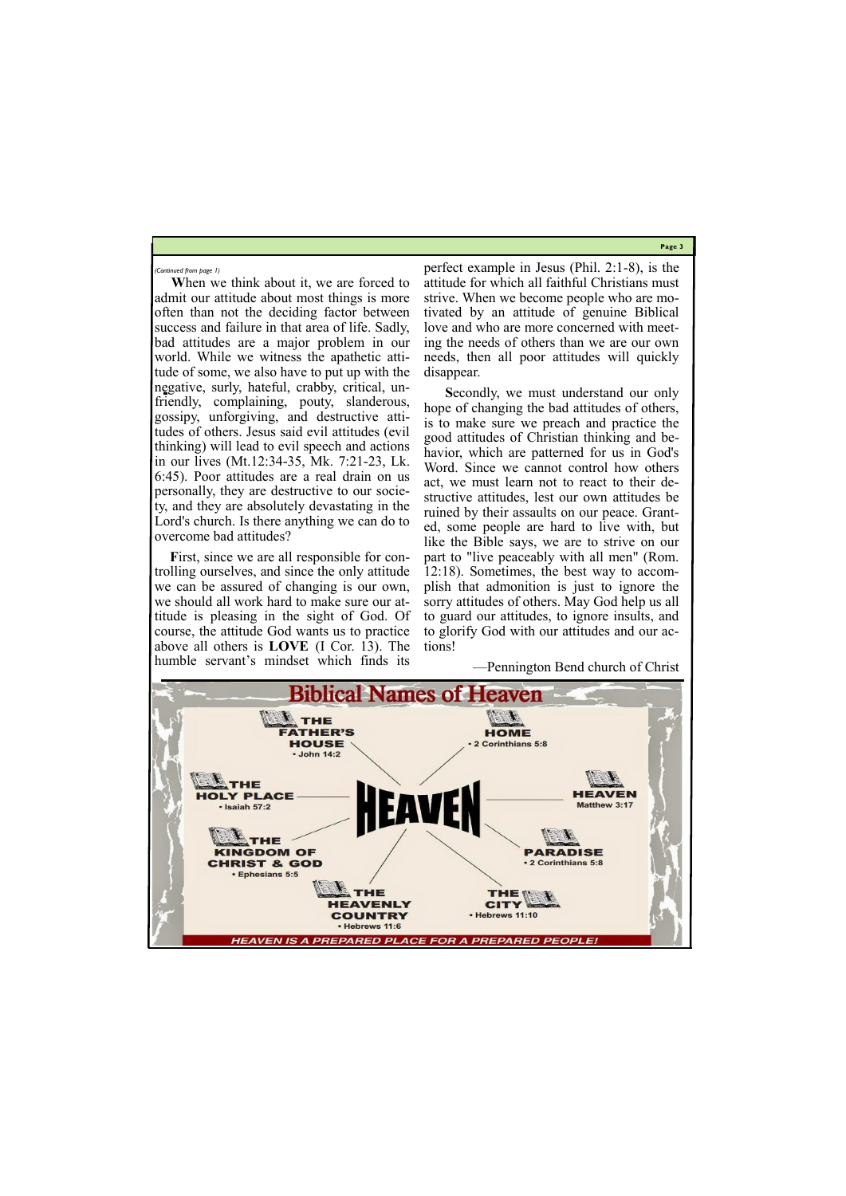*(Continued from page 1)*

**W**hen we think about it, we are forced to admit our attitude about most things is more often than not the deciding factor between success and failure in that area of life. Sadly, bad attitudes are a major problem in our world. While we witness the apathetic attitude of some, we also have to put up with the negative, surly, hateful, crabby, critical, unfriendly, complaining, pouty, slanderous, gossipy, unforgiving, and destructive attitudes of others. Jesus said evil attitudes (evil thinking) will lead to evil speech and actions in our lives (Mt.12:34-35, Mk. 7:21-23, Lk. 6:45). Poor attitudes are a real drain on us personally, they are destructive to our society, and they are absolutely devastating in the Lord's church. Is there anything we can do to overcome bad attitudes?

**F**irst, since we are all responsible for controlling ourselves, and since the only attitude we can be assured of changing is our own, we should all work hard to make sure our attitude is pleasing in the sight of God. Of course, the attitude God wants us to practice above all others is **LOVE** (I Cor. 13). The humble servant's mindset which finds its perfect example in Jesus (Phil. 2:1-8), is the attitude for which all faithful Christians must strive. When we become people who are motivated by an attitude of genuine Biblical love and who are more concerned with meeting the needs of others than we are our own needs, then all poor attitudes will quickly disappear.

**S**econdly, we must understand our only hope of changing the bad attitudes of others, is to make sure we preach and practice the good attitudes of Christian thinking and behavior, which are patterned for us in God's Word. Since we cannot control how others act, we must learn not to react to their destructive attitudes, lest our own attitudes be ruined by their assaults on our peace. Granted, some people are hard to live with, but like the Bible says, we are to strive on our part to "live peaceably with all men" (Rom. 12:18). Sometimes, the best way to accomplish that admonition is just to ignore the sorry attitudes of others. May God help us all to guard our attitudes, to ignore insults, and to glorify God with our attitudes and our actions!

—Pennington Bend church of Christ

## Biblical Names of Heaven

**HEAVEN**

- **THE FATHER'S HOUSE** • John 14:2
- **HOME** • 2 Corinthians 5:8
- **THE HOLY PLACE** • Isaiah 57:2
- **HEAVEN** Matthew 3:17
- **THE KINGDOM OF CHRIST & GOD** • Ephesians 5:5
- **PARADISE** • 2 Corinthians 5:8
- **THE HEAVENLY COUNTRY** • Hebrews 11:6
- **THE CITY** • Hebrews 11:10

*HEAVEN IS A PREPARED PLACE FOR A PREPARED PEOPLE!*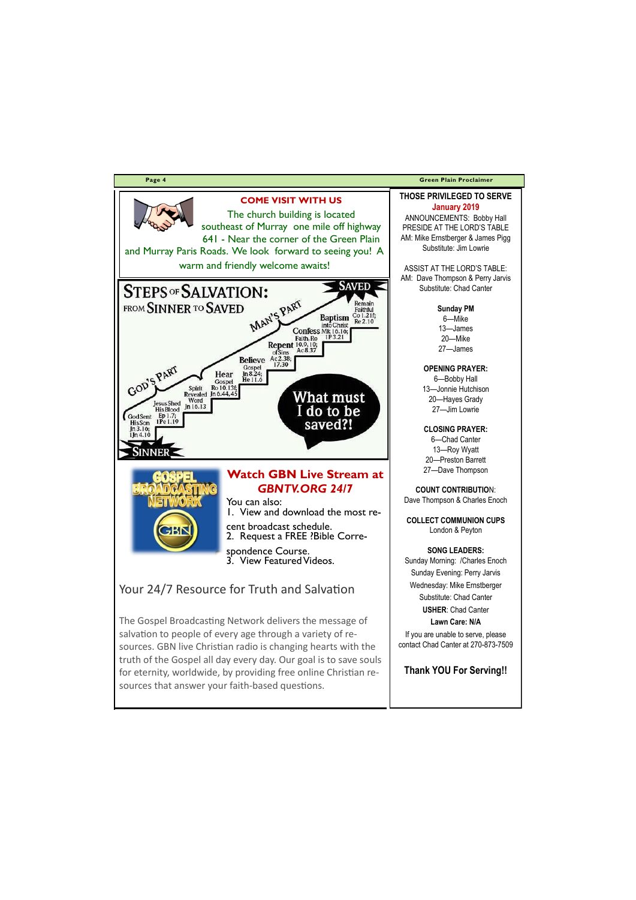## COME VISIT WITH US

The church building is located southeast of Murray one mile off highway 641 - Near the corner of the Green Plain and Murray Paris Roads. We look forward to seeing you! A warm and friendly welcome awaits!

STEPS OF SALVATION:
FROM SINNER TO SAVED

SAVED
MAN'S PART
Remain Faithful Co 1.21f; Re 2.10
Baptism into Christ
Confess Mk 16.16; Faith, Ro 1P 3.21
Repent 10.9, 10; of Sins Ac 8.37
Believe Ac 2.38; Gospel 17.30
Hear Jn 8.24; Gospel He 11.6
GOD'S PART
Spirit Revealed Word Ro 10.13f; Jn 6.44,45
Jesus Shed His Blood Jn 10.13
God Sent His Son Ep 1.7; 1Pe 1.19
Jn 3.16; 1Jn 4.10
SINNER

What must I do to be saved?!

GOSPEL BROADCASTING NETWORK
GBN

## Watch GBN Live Stream at *GBNTV.ORG 24/7*

You can also:

1. View and download the most recent broadcast schedule.
2. Request a FREE ?Bible Correspondence Course.
3. View Featured Videos.

### Your 24/7 Resource for Truth and Salvation

The Gospel Broadcasting Network delivers the message of salvation to people of every age through a variety of resources. GBN live Christian radio is changing hearts with the truth of the Gospel all day every day. Our goal is to save souls for eternity, worldwide, by providing free online Christian resources that answer your faith-based questions.

## THOSE PRIVILEGED TO SERVE

**January 2019**

ANNOUNCEMENTS: Bobby Hall
PRESIDE AT THE LORD'S TABLE
AM: Mike Ernstberger & James Pigg
Substitute: Jim Lowrie

ASSIST AT THE LORD'S TABLE:
AM: Dave Thompson & Perry Jarvis
Substitute: Chad Canter

**Sunday PM**
6—Mike
13—James
20—Mike
27—James

**OPENING PRAYER:**
6—Bobby Hall
13—Jonnie Hutchison
20—Hayes Grady
27—Jim Lowrie

**CLOSING PRAYER:**
6—Chad Canter
13—Roy Wyatt
20—Preston Barrett
27—Dave Thompson

**COUNT CONTRIBUTION**:
Dave Thompson & Charles Enoch

**COLLECT COMMUNION CUPS**
London & Peyton

**SONG LEADERS:**
Sunday Morning: /Charles Enoch
Sunday Evening: Perry Jarvis
Wednesday: Mike Ernstberger
Substitute: Chad Canter

**USHER**: Chad Canter

**Lawn Care: N/A**

If you are unable to serve, please contact Chad Canter at 270-873-7509

**Thank YOU For Serving!!**